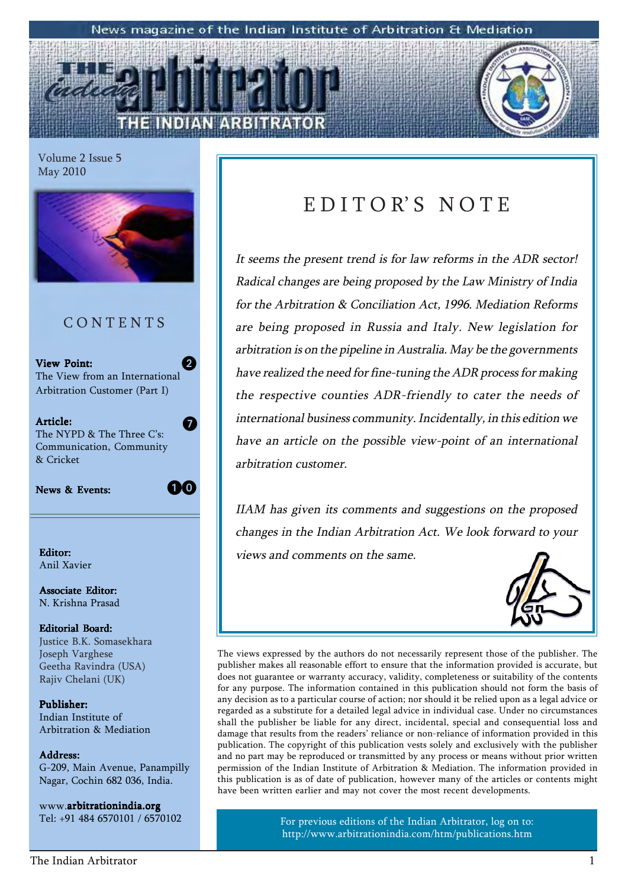News magazine of the Indian Institute of Arbitration & Mediation

# THE INDIAN ARBITRATOR

Volume 2 Issue 5
May 2010

## CONTENTS

**View Point:** 2
The View from an International Arbitration Customer (Part I)

**Article:** 7
The NYPD & The Three C's: Communication, Community & Cricket

**News & Events:** 10

**Editor:**
Anil Xavier

**Associate Editor:**
N. Krishna Prasad

**Editorial Board:**
Justice B.K. Somasekhara
Joseph Varghese
Geetha Ravindra (USA)
Rajiv Chelani (UK)

**Publisher:**
Indian Institute of Arbitration & Mediation

**Address:**
G-209, Main Avenue, Panampilly Nagar, Cochin 682 036, India.

www.**arbitrationindia.org**
Tel: +91 484 6570101 / 6570102

## EDITOR'S NOTE

*It seems the present trend is for law reforms in the ADR sector! Radical changes are being proposed by the Law Ministry of India for the Arbitration & Conciliation Act, 1996. Mediation Reforms are being proposed in Russia and Italy. New legislation for arbitration is on the pipeline in Australia. May be the governments have realized the need for fine-tuning the ADR process for making the respective counties ADR-friendly to cater the needs of international business community. Incidentally, in this edition we have an article on the possible view-point of an international arbitration customer.*

*IIAM has given its comments and suggestions on the proposed changes in the Indian Arbitration Act. We look forward to your views and comments on the same.*

The views expressed by the authors do not necessarily represent those of the publisher. The publisher makes all reasonable effort to ensure that the information provided is accurate, but does not guarantee or warranty accuracy, validity, completeness or suitability of the contents for any purpose. The information contained in this publication should not form the basis of any decision as to a particular course of action; nor should it be relied upon as a legal advice or regarded as a substitute for a detailed legal advice in individual case. Under no circumstances shall the publisher be liable for any direct, incidental, special and consequential loss and damage that results from the readers' reliance or non-reliance of information provided in this publication. The copyright of this publication vests solely and exclusively with the publisher and no part may be reproduced or transmitted by any process or means without prior written permission of the Indian Institute of Arbitration & Mediation. The information provided in this publication is as of date of publication, however many of the articles or contents might have been written earlier and may not cover the most recent developments.

For previous editions of the Indian Arbitrator, log on to:
http://www.arbitrationindia.com/htm/publications.htm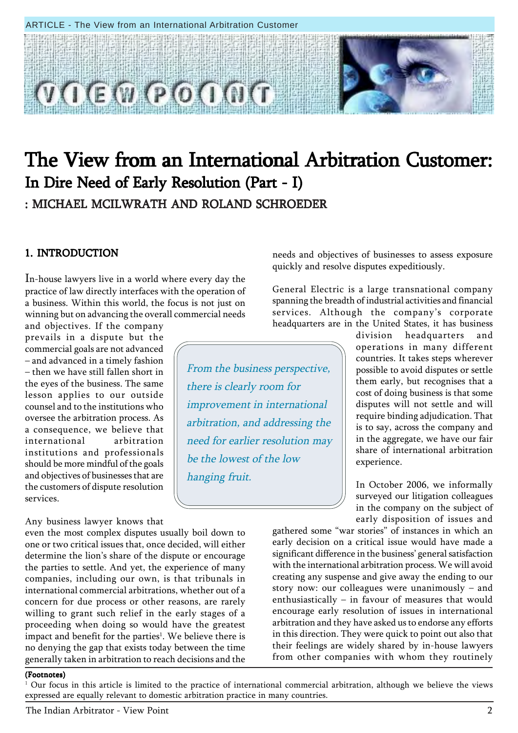# The View from an International Arbitration Customer: In Dire Need of Early Resolution (Part - I)

: MICHAEL MCILWRATH AND ROLAND SCHROEDER

## 1. INTRODUCTION

In-house lawyers live in a world where every day the practice of law directly interfaces with the operation of a business. Within this world, the focus is not just on winning but on advancing the overall commercial needs and objectives. If the company prevails in a dispute but the commercial goals are not advanced – and advanced in a timely fashion – then we have still fallen short in the eyes of the business. The same lesson applies to our outside counsel and to the institutions who oversee the arbitration process. As a consequence, we believe that international arbitration institutions and professionals should be more mindful of the goals and objectives of businesses that are the customers of dispute resolution services.

> *From the business perspective, there is clearly room for improvement in international arbitration, and addressing the need for earlier resolution may be the lowest of the low hanging fruit.*

Any business lawyer knows that even the most complex disputes usually boil down to one or two critical issues that, once decided, will either determine the lion's share of the dispute or encourage the parties to settle. And yet, the experience of many companies, including our own, is that tribunals in international commercial arbitrations, whether out of a concern for due process or other reasons, are rarely willing to grant such relief in the early stages of a proceeding when doing so would have the greatest impact and benefit for the parties[1]. We believe there is no denying the gap that exists today between the time generally taken in arbitration to reach decisions and the needs and objectives of businesses to assess exposure quickly and resolve disputes expeditiously.

General Electric is a large transnational company spanning the breadth of industrial activities and financial services. Although the company's corporate headquarters are in the United States, it has business division headquarters and operations in many different countries. It takes steps wherever possible to avoid disputes or settle them early, but recognises that a cost of doing business is that some disputes will not settle and will require binding adjudication. That is to say, across the company and in the aggregate, we have our fair share of international arbitration experience.

In October 2006, we informally surveyed our litigation colleagues in the company on the subject of early disposition of issues and gathered some "war stories" of instances in which an early decision on a critical issue would have made a significant difference in the business' general satisfaction with the international arbitration process. We will avoid creating any suspense and give away the ending to our story now: our colleagues were unanimously – and enthusiastically – in favour of measures that would encourage early resolution of issues in international arbitration and they have asked us to endorse any efforts in this direction. They were quick to point out also that their feelings are widely shared by in-house lawyers from other companies with whom they routinely

**(Footnotes)**

[1] Our focus in this article is limited to the practice of international commercial arbitration, although we believe the views expressed are equally relevant to domestic arbitration practice in many countries.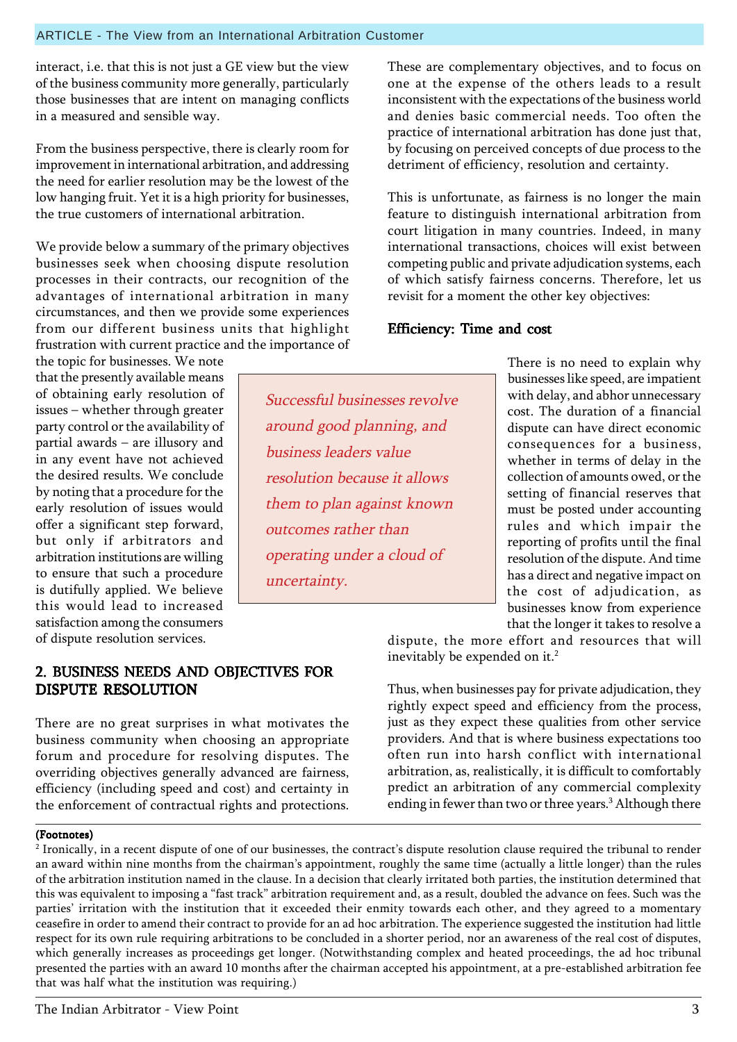interact, i.e. that this is not just a GE view but the view of the business community more generally, particularly those businesses that are intent on managing conflicts in a measured and sensible way.

From the business perspective, there is clearly room for improvement in international arbitration, and addressing the need for earlier resolution may be the lowest of the low hanging fruit. Yet it is a high priority for businesses, the true customers of international arbitration.

We provide below a summary of the primary objectives businesses seek when choosing dispute resolution processes in their contracts, our recognition of the advantages of international arbitration in many circumstances, and then we provide some experiences from our different business units that highlight frustration with current practice and the importance of the topic for businesses. We note that the presently available means of obtaining early resolution of issues – whether through greater party control or the availability of partial awards – are illusory and in any event have not achieved the desired results. We conclude by noting that a procedure for the early resolution of issues would offer a significant step forward, but only if arbitrators and arbitration institutions are willing to ensure that such a procedure is dutifully applied. We believe this would lead to increased satisfaction among the consumers of dispute resolution services.

> *Successful businesses revolve around good planning, and business leaders value resolution because it allows them to plan against known outcomes rather than operating under a cloud of uncertainty.*

## 2. BUSINESS NEEDS AND OBJECTIVES FOR DISPUTE RESOLUTION

There are no great surprises in what motivates the business community when choosing an appropriate forum and procedure for resolving disputes. The overriding objectives generally advanced are fairness, efficiency (including speed and cost) and certainty in the enforcement of contractual rights and protections. These are complementary objectives, and to focus on one at the expense of the others leads to a result inconsistent with the expectations of the business world and denies basic commercial needs. Too often the practice of international arbitration has done just that, by focusing on perceived concepts of due process to the detriment of efficiency, resolution and certainty.

This is unfortunate, as fairness is no longer the main feature to distinguish international arbitration from court litigation in many countries. Indeed, in many international transactions, choices will exist between competing public and private adjudication systems, each of which satisfy fairness concerns. Therefore, let us revisit for a moment the other key objectives:

### Efficiency: Time and cost

There is no need to explain why businesses like speed, are impatient with delay, and abhor unnecessary cost. The duration of a financial dispute can have direct economic consequences for a business, whether in terms of delay in the collection of amounts owed, or the setting of financial reserves that must be posted under accounting rules and which impair the reporting of profits until the final resolution of the dispute. And time has a direct and negative impact on the cost of adjudication, as businesses know from experience that the longer it takes to resolve a dispute, the more effort and resources that will inevitably be expended on it.[2]

Thus, when businesses pay for private adjudication, they rightly expect speed and efficiency from the process, just as they expect these qualities from other service providers. And that is where business expectations too often run into harsh conflict with international arbitration, as, realistically, it is difficult to comfortably predict an arbitration of any commercial complexity ending in fewer than two or three years.[3] Although there

**(Footnotes)**

[2] Ironically, in a recent dispute of one of our businesses, the contract's dispute resolution clause required the tribunal to render an award within nine months from the chairman's appointment, roughly the same time (actually a little longer) than the rules of the arbitration institution named in the clause. In a decision that clearly irritated both parties, the institution determined that this was equivalent to imposing a "fast track" arbitration requirement and, as a result, doubled the advance on fees. Such was the parties' irritation with the institution that it exceeded their enmity towards each other, and they agreed to a momentary ceasefire in order to amend their contract to provide for an ad hoc arbitration. The experience suggested the institution had little respect for its own rule requiring arbitrations to be concluded in a shorter period, nor an awareness of the real cost of disputes, which generally increases as proceedings get longer. (Notwithstanding complex and heated proceedings, the ad hoc tribunal presented the parties with an award 10 months after the chairman accepted his appointment, at a pre-established arbitration fee that was half what the institution was requiring.)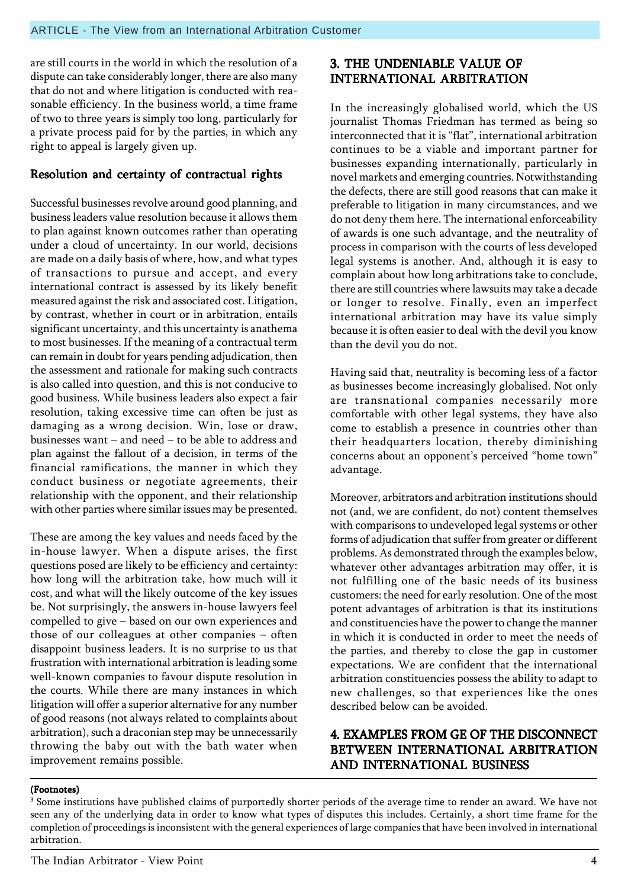are still courts in the world in which the resolution of a dispute can take considerably longer, there are also many that do not and where litigation is conducted with reasonable efficiency. In the business world, a time frame of two to three years is simply too long, particularly for a private process paid for by the parties, in which any right to appeal is largely given up.

### Resolution and certainty of contractual rights

Successful businesses revolve around good planning, and business leaders value resolution because it allows them to plan against known outcomes rather than operating under a cloud of uncertainty. In our world, decisions are made on a daily basis of where, how, and what types of transactions to pursue and accept, and every international contract is assessed by its likely benefit measured against the risk and associated cost. Litigation, by contrast, whether in court or in arbitration, entails significant uncertainty, and this uncertainty is anathema to most businesses. If the meaning of a contractual term can remain in doubt for years pending adjudication, then the assessment and rationale for making such contracts is also called into question, and this is not conducive to good business. While business leaders also expect a fair resolution, taking excessive time can often be just as damaging as a wrong decision. Win, lose or draw, businesses want – and need – to be able to address and plan against the fallout of a decision, in terms of the financial ramifications, the manner in which they conduct business or negotiate agreements, their relationship with the opponent, and their relationship with other parties where similar issues may be presented.

These are among the key values and needs faced by the in-house lawyer. When a dispute arises, the first questions posed are likely to be efficiency and certainty: how long will the arbitration take, how much will it cost, and what will the likely outcome of the key issues be. Not surprisingly, the answers in-house lawyers feel compelled to give – based on our own experiences and those of our colleagues at other companies – often disappoint business leaders. It is no surprise to us that frustration with international arbitration is leading some well-known companies to favour dispute resolution in the courts. While there are many instances in which litigation will offer a superior alternative for any number of good reasons (not always related to complaints about arbitration), such a draconian step may be unnecessarily throwing the baby out with the bath water when improvement remains possible.

## 3. THE UNDENIABLE VALUE OF INTERNATIONAL ARBITRATION

In the increasingly globalised world, which the US journalist Thomas Friedman has termed as being so interconnected that it is "flat", international arbitration continues to be a viable and important partner for businesses expanding internationally, particularly in novel markets and emerging countries. Notwithstanding the defects, there are still good reasons that can make it preferable to litigation in many circumstances, and we do not deny them here. The international enforceability of awards is one such advantage, and the neutrality of process in comparison with the courts of less developed legal systems is another. And, although it is easy to complain about how long arbitrations take to conclude, there are still countries where lawsuits may take a decade or longer to resolve. Finally, even an imperfect international arbitration may have its value simply because it is often easier to deal with the devil you know than the devil you do not.

Having said that, neutrality is becoming less of a factor as businesses become increasingly globalised. Not only are transnational companies necessarily more comfortable with other legal systems, they have also come to establish a presence in countries other than their headquarters location, thereby diminishing concerns about an opponent's perceived "home town" advantage.

Moreover, arbitrators and arbitration institutions should not (and, we are confident, do not) content themselves with comparisons to undeveloped legal systems or other forms of adjudication that suffer from greater or different problems. As demonstrated through the examples below, whatever other advantages arbitration may offer, it is not fulfilling one of the basic needs of its business customers: the need for early resolution. One of the most potent advantages of arbitration is that its institutions and constituencies have the power to change the manner in which it is conducted in order to meet the needs of the parties, and thereby to close the gap in customer expectations. We are confident that the international arbitration constituencies possess the ability to adapt to new challenges, so that experiences like the ones described below can be avoided.

## 4. EXAMPLES FROM GE OF THE DISCONNECT BETWEEN INTERNATIONAL ARBITRATION AND INTERNATIONAL BUSINESS

---

**(Footnotes)**

[3] Some institutions have published claims of purportedly shorter periods of the average time to render an award. We have not seen any of the underlying data in order to know what types of disputes this includes. Certainly, a short time frame for the completion of proceedings is inconsistent with the general experiences of large companies that have been involved in international arbitration.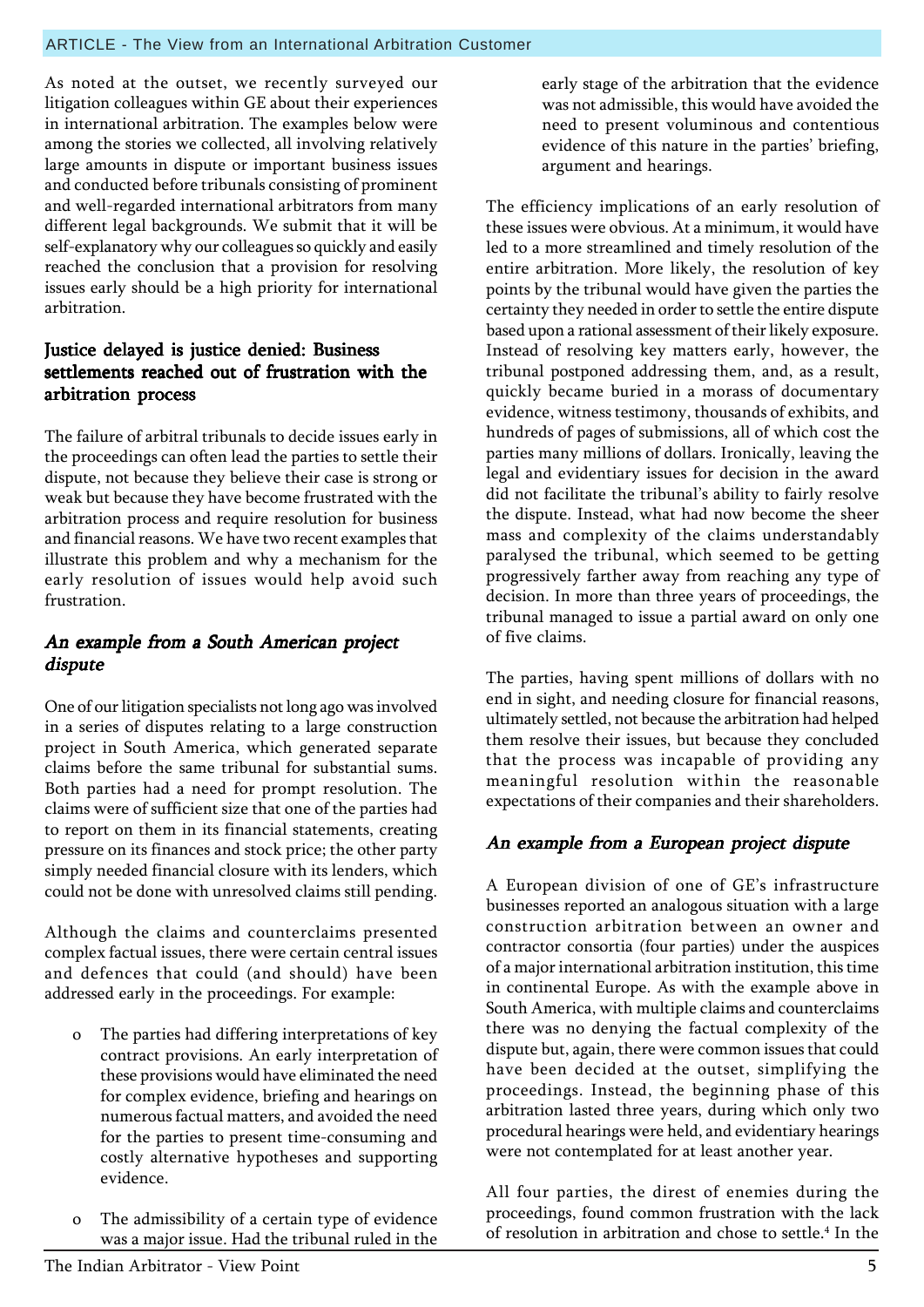As noted at the outset, we recently surveyed our litigation colleagues within GE about their experiences in international arbitration. The examples below were among the stories we collected, all involving relatively large amounts in dispute or important business issues and conducted before tribunals consisting of prominent and well-regarded international arbitrators from many different legal backgrounds. We submit that it will be self-explanatory why our colleagues so quickly and easily reached the conclusion that a provision for resolving issues early should be a high priority for international arbitration.

## Justice delayed is justice denied: Business settlements reached out of frustration with the arbitration process

The failure of arbitral tribunals to decide issues early in the proceedings can often lead the parties to settle their dispute, not because they believe their case is strong or weak but because they have become frustrated with the arbitration process and require resolution for business and financial reasons. We have two recent examples that illustrate this problem and why a mechanism for the early resolution of issues would help avoid such frustration.

### *An example from a South American project dispute*

One of our litigation specialists not long ago was involved in a series of disputes relating to a large construction project in South America, which generated separate claims before the same tribunal for substantial sums. Both parties had a need for prompt resolution. The claims were of sufficient size that one of the parties had to report on them in its financial statements, creating pressure on its finances and stock price; the other party simply needed financial closure with its lenders, which could not be done with unresolved claims still pending.

Although the claims and counterclaims presented complex factual issues, there were certain central issues and defences that could (and should) have been addressed early in the proceedings. For example:

- The parties had differing interpretations of key contract provisions. An early interpretation of these provisions would have eliminated the need for complex evidence, briefing and hearings on numerous factual matters, and avoided the need for the parties to present time-consuming and costly alternative hypotheses and supporting evidence.
- The admissibility of a certain type of evidence was a major issue. Had the tribunal ruled in the early stage of the arbitration that the evidence was not admissible, this would have avoided the need to present voluminous and contentious evidence of this nature in the parties' briefing, argument and hearings.

The efficiency implications of an early resolution of these issues were obvious. At a minimum, it would have led to a more streamlined and timely resolution of the entire arbitration. More likely, the resolution of key points by the tribunal would have given the parties the certainty they needed in order to settle the entire dispute based upon a rational assessment of their likely exposure. Instead of resolving key matters early, however, the tribunal postponed addressing them, and, as a result, quickly became buried in a morass of documentary evidence, witness testimony, thousands of exhibits, and hundreds of pages of submissions, all of which cost the parties many millions of dollars. Ironically, leaving the legal and evidentiary issues for decision in the award did not facilitate the tribunal's ability to fairly resolve the dispute. Instead, what had now become the sheer mass and complexity of the claims understandably paralysed the tribunal, which seemed to be getting progressively farther away from reaching any type of decision. In more than three years of proceedings, the tribunal managed to issue a partial award on only one of five claims.

The parties, having spent millions of dollars with no end in sight, and needing closure for financial reasons, ultimately settled, not because the arbitration had helped them resolve their issues, but because they concluded that the process was incapable of providing any meaningful resolution within the reasonable expectations of their companies and their shareholders.

### *An example from a European project dispute*

A European division of one of GE's infrastructure businesses reported an analogous situation with a large construction arbitration between an owner and contractor consortia (four parties) under the auspices of a major international arbitration institution, this time in continental Europe. As with the example above in South America, with multiple claims and counterclaims there was no denying the factual complexity of the dispute but, again, there were common issues that could have been decided at the outset, simplifying the proceedings. Instead, the beginning phase of this arbitration lasted three years, during which only two procedural hearings were held, and evidentiary hearings were not contemplated for at least another year.

All four parties, the direst of enemies during the proceedings, found common frustration with the lack of resolution in arbitration and chose to settle.[4] In the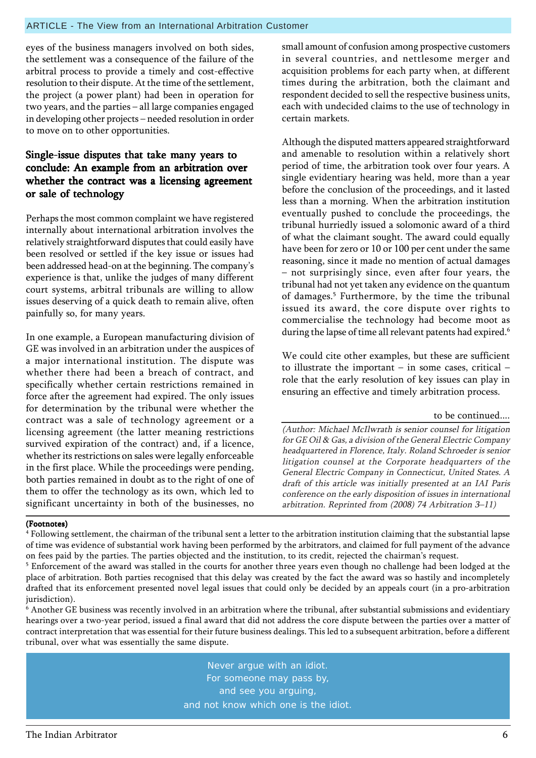eyes of the business managers involved on both sides, the settlement was a consequence of the failure of the arbitral process to provide a timely and cost-effective resolution to their dispute. At the time of the settlement, the project (a power plant) had been in operation for two years, and the parties – all large companies engaged in developing other projects – needed resolution in order to move on to other opportunities.

## Single-issue disputes that take many years to conclude: An example from an arbitration over whether the contract was a licensing agreement or sale of technology

Perhaps the most common complaint we have registered internally about international arbitration involves the relatively straightforward disputes that could easily have been resolved or settled if the key issue or issues had been addressed head-on at the beginning. The company's experience is that, unlike the judges of many different court systems, arbitral tribunals are willing to allow issues deserving of a quick death to remain alive, often painfully so, for many years.

In one example, a European manufacturing division of GE was involved in an arbitration under the auspices of a major international institution. The dispute was whether there had been a breach of contract, and specifically whether certain restrictions remained in force after the agreement had expired. The only issues for determination by the tribunal were whether the contract was a sale of technology agreement or a licensing agreement (the latter meaning restrictions survived expiration of the contract) and, if a licence, whether its restrictions on sales were legally enforceable in the first place. While the proceedings were pending, both parties remained in doubt as to the right of one of them to offer the technology as its own, which led to significant uncertainty in both of the businesses, no small amount of confusion among prospective customers in several countries, and nettlesome merger and acquisition problems for each party when, at different times during the arbitration, both the claimant and respondent decided to sell the respective business units, each with undecided claims to the use of technology in certain markets.

Although the disputed matters appeared straightforward and amenable to resolution within a relatively short period of time, the arbitration took over four years. A single evidentiary hearing was held, more than a year before the conclusion of the proceedings, and it lasted less than a morning. When the arbitration institution eventually pushed to conclude the proceedings, the tribunal hurriedly issued a solomonic award of a third of what the claimant sought. The award could equally have been for zero or 10 or 100 per cent under the same reasoning, since it made no mention of actual damages – not surprisingly since, even after four years, the tribunal had not yet taken any evidence on the quantum of damages.[5] Furthermore, by the time the tribunal issued its award, the core dispute over rights to commercialise the technology had become moot as during the lapse of time all relevant patents had expired.[6]

We could cite other examples, but these are sufficient to illustrate the important – in some cases, critical – role that the early resolution of key issues can play in ensuring an effective and timely arbitration process.

to be continued....

*(Author: Michael McIlwrath is senior counsel for litigation for GE Oil & Gas, a division of the General Electric Company headquartered in Florence, Italy. Roland Schroeder is senior litigation counsel at the Corporate headquarters of the General Electric Company in Connecticut, United States. A draft of this article was initially presented at an IAI Paris conference on the early disposition of issues in international arbitration. Reprinted from (2008) 74 Arbitration 3–11)*

**(Footnotes)**

[4] Following settlement, the chairman of the tribunal sent a letter to the arbitration institution claiming that the substantial lapse of time was evidence of substantial work having been performed by the arbitrators, and claimed for full payment of the advance on fees paid by the parties. The parties objected and the institution, to its credit, rejected the chairman's request.

[5] Enforcement of the award was stalled in the courts for another three years even though no challenge had been lodged at the place of arbitration. Both parties recognised that this delay was created by the fact the award was so hastily and incompletely drafted that its enforcement presented novel legal issues that could only be decided by an appeals court (in a pro-arbitration jurisdiction).

[6] Another GE business was recently involved in an arbitration where the tribunal, after substantial submissions and evidentiary hearings over a two-year period, issued a final award that did not address the core dispute between the parties over a matter of contract interpretation that was essential for their future business dealings. This led to a subsequent arbitration, before a different tribunal, over what was essentially the same dispute.

Never argue with an idiot.
For someone may pass by,
and see you arguing,
and not know which one is the idiot.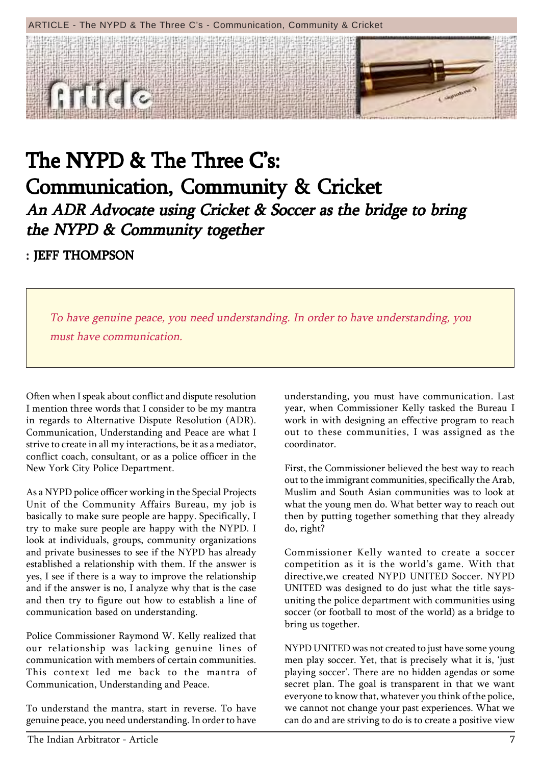# The NYPD & The Three C's: Communication, Community & Cricket

## *An ADR Advocate using Cricket & Soccer as the bridge to bring the NYPD & Community together*

**: JEFF THOMPSON**

> *To have genuine peace, you need understanding. In order to have understanding, you must have communication.*

Often when I speak about conflict and dispute resolution I mention three words that I consider to be my mantra in regards to Alternative Dispute Resolution (ADR). Communication, Understanding and Peace are what I strive to create in all my interactions, be it as a mediator, conflict coach, consultant, or as a police officer in the New York City Police Department.

As a NYPD police officer working in the Special Projects Unit of the Community Affairs Bureau, my job is basically to make sure people are happy. Specifically, I try to make sure people are happy with the NYPD. I look at individuals, groups, community organizations and private businesses to see if the NYPD has already established a relationship with them. If the answer is yes, I see if there is a way to improve the relationship and if the answer is no, I analyze why that is the case and then try to figure out how to establish a line of communication based on understanding.

Police Commissioner Raymond W. Kelly realized that our relationship was lacking genuine lines of communication with members of certain communities. This context led me back to the mantra of Communication, Understanding and Peace.

To understand the mantra, start in reverse. To have genuine peace, you need understanding. In order to have understanding, you must have communication. Last year, when Commissioner Kelly tasked the Bureau I work in with designing an effective program to reach out to these communities, I was assigned as the coordinator.

First, the Commissioner believed the best way to reach out to the immigrant communities, specifically the Arab, Muslim and South Asian communities was to look at what the young men do. What better way to reach out then by putting together something that they already do, right?

Commissioner Kelly wanted to create a soccer competition as it is the world's game. With that directive,we created NYPD UNITED Soccer. NYPD UNITED was designed to do just what the title says-uniting the police department with communities using soccer (or football to most of the world) as a bridge to bring us together.

NYPD UNITED was not created to just have some young men play soccer. Yet, that is precisely what it is, 'just playing soccer'. There are no hidden agendas or some secret plan. The goal is transparent in that we want everyone to know that, whatever you think of the police, we cannot not change your past experiences. What we can do and are striving to do is to create a positive view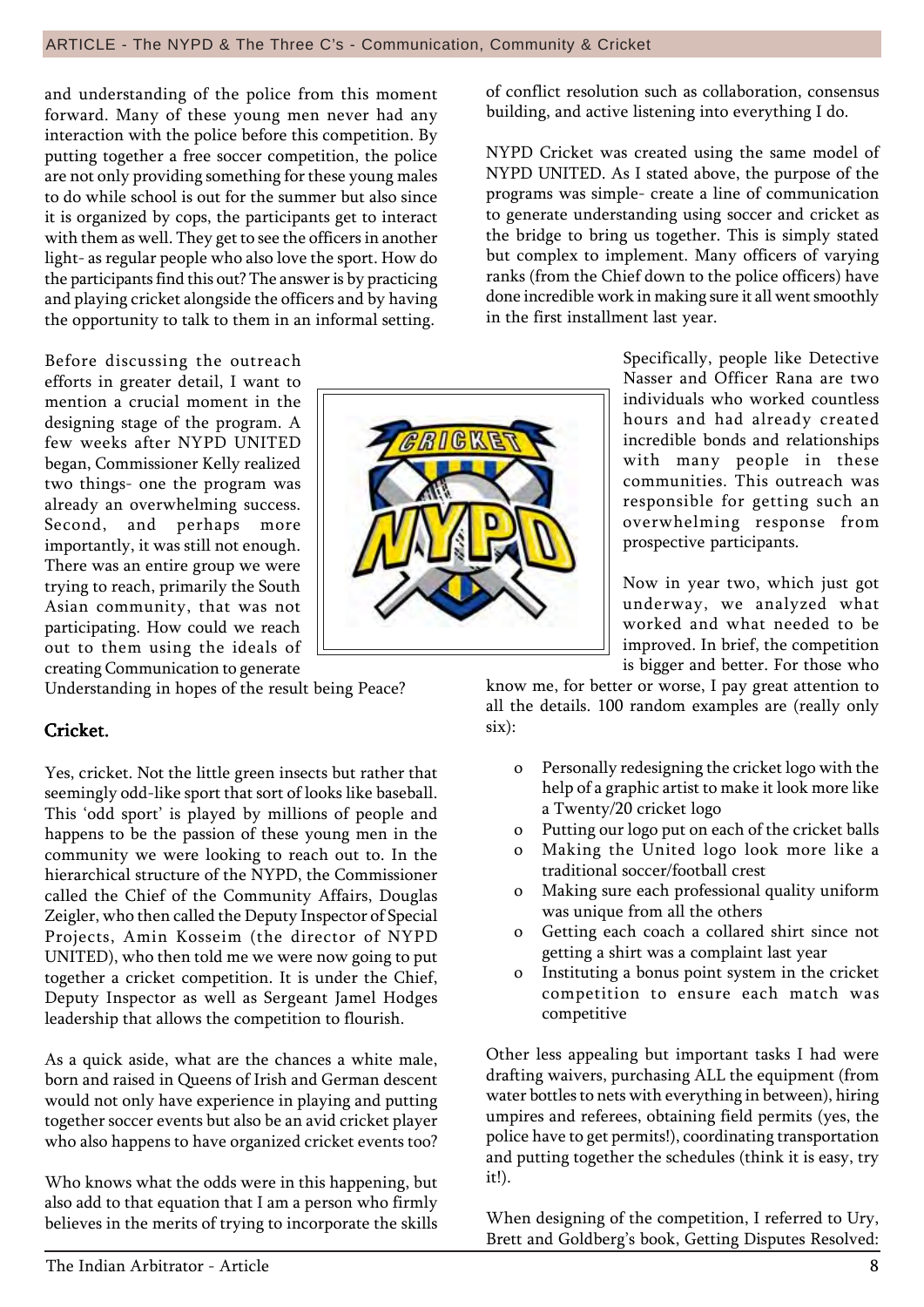and understanding of the police from this moment forward. Many of these young men never had any interaction with the police before this competition. By putting together a free soccer competition, the police are not only providing something for these young males to do while school is out for the summer but also since it is organized by cops, the participants get to interact with them as well. They get to see the officers in another light- as regular people who also love the sport. How do the participants find this out? The answer is by practicing and playing cricket alongside the officers and by having the opportunity to talk to them in an informal setting.

Before discussing the outreach efforts in greater detail, I want to mention a crucial moment in the designing stage of the program. A few weeks after NYPD UNITED began, Commissioner Kelly realized two things- one the program was already an overwhelming success. Second, and perhaps more importantly, it was still not enough. There was an entire group we were trying to reach, primarily the South Asian community, that was not participating. How could we reach out to them using the ideals of creating Communication to generate Understanding in hopes of the result being Peace?

### Cricket.

Yes, cricket. Not the little green insects but rather that seemingly odd-like sport that sort of looks like baseball. This 'odd sport' is played by millions of people and happens to be the passion of these young men in the community we were looking to reach out to. In the hierarchical structure of the NYPD, the Commissioner called the Chief of the Community Affairs, Douglas Zeigler, who then called the Deputy Inspector of Special Projects, Amin Kosseim (the director of NYPD UNITED), who then told me we were now going to put together a cricket competition. It is under the Chief, Deputy Inspector as well as Sergeant Jamel Hodges leadership that allows the competition to flourish.

As a quick aside, what are the chances a white male, born and raised in Queens of Irish and German descent would not only have experience in playing and putting together soccer events but also be an avid cricket player who also happens to have organized cricket events too?

Who knows what the odds were in this happening, but also add to that equation that I am a person who firmly believes in the merits of trying to incorporate the skills of conflict resolution such as collaboration, consensus building, and active listening into everything I do.

NYPD Cricket was created using the same model of NYPD UNITED. As I stated above, the purpose of the programs was simple- create a line of communication to generate understanding using soccer and cricket as the bridge to bring us together. This is simply stated but complex to implement. Many officers of varying ranks (from the Chief down to the police officers) have done incredible work in making sure it all went smoothly in the first installment last year.

Specifically, people like Detective Nasser and Officer Rana are two individuals who worked countless hours and had already created incredible bonds and relationships with many people in these communities. This outreach was responsible for getting such an overwhelming response from prospective participants.

Now in year two, which just got underway, we analyzed what worked and what needed to be improved. In brief, the competition is bigger and better. For those who know me, for better or worse, I pay great attention to all the details. 100 random examples are (really only six):

- Personally redesigning the cricket logo with the help of a graphic artist to make it look more like a Twenty/20 cricket logo
- Putting our logo put on each of the cricket balls
- Making the United logo look more like a traditional soccer/football crest
- Making sure each professional quality uniform was unique from all the others
- Getting each coach a collared shirt since not getting a shirt was a complaint last year
- Instituting a bonus point system in the cricket competition to ensure each match was competitive

Other less appealing but important tasks I had were drafting waivers, purchasing ALL the equipment (from water bottles to nets with everything in between), hiring umpires and referees, obtaining field permits (yes, the police have to get permits!), coordinating transportation and putting together the schedules (think it is easy, try it!).

When designing of the competition, I referred to Ury, Brett and Goldberg's book, Getting Disputes Resolved: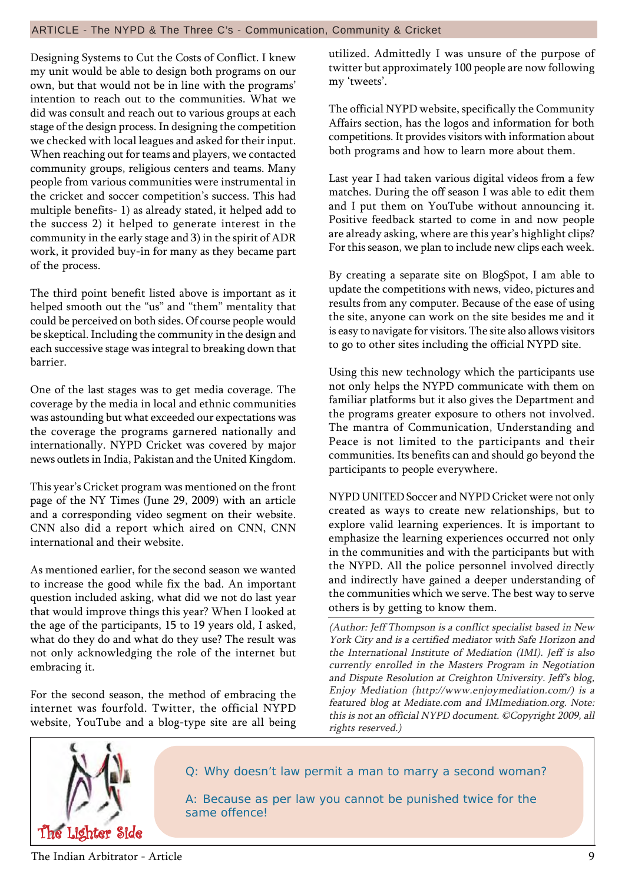Designing Systems to Cut the Costs of Conflict. I knew my unit would be able to design both programs on our own, but that would not be in line with the programs' intention to reach out to the communities. What we did was consult and reach out to various groups at each stage of the design process. In designing the competition we checked with local leagues and asked for their input. When reaching out for teams and players, we contacted community groups, religious centers and teams. Many people from various communities were instrumental in the cricket and soccer competition's success. This had multiple benefits- 1) as already stated, it helped add to the success 2) it helped to generate interest in the community in the early stage and 3) in the spirit of ADR work, it provided buy-in for many as they became part of the process.

The third point benefit listed above is important as it helped smooth out the "us" and "them" mentality that could be perceived on both sides. Of course people would be skeptical. Including the community in the design and each successive stage was integral to breaking down that barrier.

One of the last stages was to get media coverage. The coverage by the media in local and ethnic communities was astounding but what exceeded our expectations was the coverage the programs garnered nationally and internationally. NYPD Cricket was covered by major news outlets in India, Pakistan and the United Kingdom.

This year's Cricket program was mentioned on the front page of the NY Times (June 29, 2009) with an article and a corresponding video segment on their website. CNN also did a report which aired on CNN, CNN international and their website.

As mentioned earlier, for the second season we wanted to increase the good while fix the bad. An important question included asking, what did we not do last year that would improve things this year? When I looked at the age of the participants, 15 to 19 years old, I asked, what do they do and what do they use? The result was not only acknowledging the role of the internet but embracing it.

For the second season, the method of embracing the internet was fourfold. Twitter, the official NYPD website, YouTube and a blog-type site are all being utilized. Admittedly I was unsure of the purpose of twitter but approximately 100 people are now following my 'tweets'.

The official NYPD website, specifically the Community Affairs section, has the logos and information for both competitions. It provides visitors with information about both programs and how to learn more about them.

Last year I had taken various digital videos from a few matches. During the off season I was able to edit them and I put them on YouTube without announcing it. Positive feedback started to come in and now people are already asking, where are this year's highlight clips? For this season, we plan to include new clips each week.

By creating a separate site on BlogSpot, I am able to update the competitions with news, video, pictures and results from any computer. Because of the ease of using the site, anyone can work on the site besides me and it is easy to navigate for visitors. The site also allows visitors to go to other sites including the official NYPD site.

Using this new technology which the participants use not only helps the NYPD communicate with them on familiar platforms but it also gives the Department and the programs greater exposure to others not involved. The mantra of Communication, Understanding and Peace is not limited to the participants and their communities. Its benefits can and should go beyond the participants to people everywhere.

NYPD UNITED Soccer and NYPD Cricket were not only created as ways to create new relationships, but to explore valid learning experiences. It is important to emphasize the learning experiences occurred not only in the communities and with the participants but with the NYPD. All the police personnel involved directly and indirectly have gained a deeper understanding of the communities which we serve. The best way to serve others is by getting to know them.

*(Author: Jeff Thompson is a conflict specialist based in New York City and is a certified mediator with Safe Horizon and the International Institute of Mediation (IMI). Jeff is also currently enrolled in the Masters Program in Negotiation and Dispute Resolution at Creighton University. Jeff's blog, Enjoy Mediation (http://www.enjoymediation.com/) is a featured blog at Mediate.com and IMImediation.org. Note: this is not an official NYPD document. ©Copyright 2009, all rights reserved.)*

**The Lighter Side**

Q: Why doesn't law permit a man to marry a second woman?

A: Because as per law you cannot be punished twice for the same offence!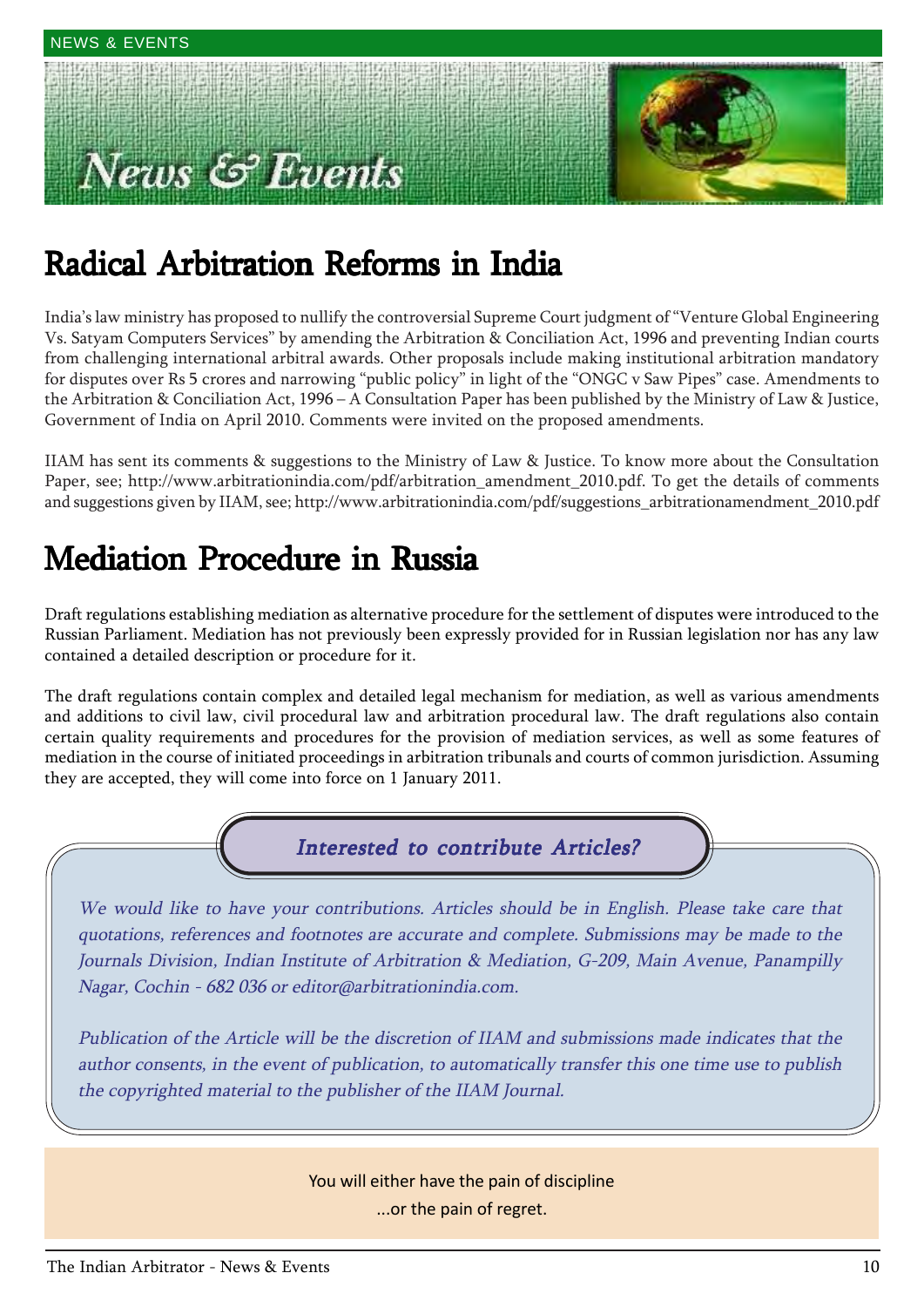NEWS & EVENTS

# News & Events

## Radical Arbitration Reforms in India

India's law ministry has proposed to nullify the controversial Supreme Court judgment of "Venture Global Engineering Vs. Satyam Computers Services" by amending the Arbitration & Conciliation Act, 1996 and preventing Indian courts from challenging international arbitral awards. Other proposals include making institutional arbitration mandatory for disputes over Rs 5 crores and narrowing "public policy" in light of the "ONGC v Saw Pipes" case. Amendments to the Arbitration & Conciliation Act, 1996 – A Consultation Paper has been published by the Ministry of Law & Justice, Government of India on April 2010. Comments were invited on the proposed amendments.

IIAM has sent its comments & suggestions to the Ministry of Law & Justice. To know more about the Consultation Paper, see; http://www.arbitrationindia.com/pdf/arbitration_amendment_2010.pdf. To get the details of comments and suggestions given by IIAM, see; http://www.arbitrationindia.com/pdf/suggestions_arbitrationamendment_2010.pdf

## Mediation Procedure in Russia

Draft regulations establishing mediation as alternative procedure for the settlement of disputes were introduced to the Russian Parliament. Mediation has not previously been expressly provided for in Russian legislation nor has any law contained a detailed description or procedure for it.

The draft regulations contain complex and detailed legal mechanism for mediation, as well as various amendments and additions to civil law, civil procedural law and arbitration procedural law. The draft regulations also contain certain quality requirements and procedures for the provision of mediation services, as well as some features of mediation in the course of initiated proceedings in arbitration tribunals and courts of common jurisdiction. Assuming they are accepted, they will come into force on 1 January 2011.

### *Interested to contribute Articles?*

*We would like to have your contributions. Articles should be in English. Please take care that quotations, references and footnotes are accurate and complete. Submissions may be made to the Journals Division, Indian Institute of Arbitration & Mediation, G-209, Main Avenue, Panampilly Nagar, Cochin - 682 036 or editor@arbitrationindia.com.*

*Publication of the Article will be the discretion of IIAM and submissions made indicates that the author consents, in the event of publication, to automatically transfer this one time use to publish the copyrighted material to the publisher of the IIAM Journal.*

You will either have the pain of discipline
...or the pain of regret.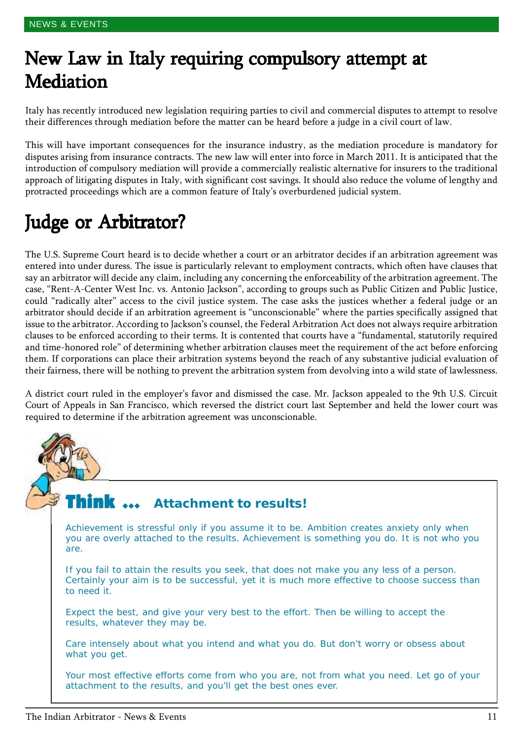# New Law in Italy requiring compulsory attempt at Mediation

Italy has recently introduced new legislation requiring parties to civil and commercial disputes to attempt to resolve their differences through mediation before the matter can be heard before a judge in a civil court of law.

This will have important consequences for the insurance industry, as the mediation procedure is mandatory for disputes arising from insurance contracts. The new law will enter into force in March 2011. It is anticipated that the introduction of compulsory mediation will provide a commercially realistic alternative for insurers to the traditional approach of litigating disputes in Italy, with significant cost savings. It should also reduce the volume of lengthy and protracted proceedings which are a common feature of Italy's overburdened judicial system.

# Judge or Arbitrator?

The U.S. Supreme Court heard is to decide whether a court or an arbitrator decides if an arbitration agreement was entered into under duress. The issue is particularly relevant to employment contracts, which often have clauses that say an arbitrator will decide any claim, including any concerning the enforceability of the arbitration agreement. The case, "Rent-A-Center West Inc. vs. Antonio Jackson", according to groups such as Public Citizen and Public Justice, could "radically alter" access to the civil justice system. The case asks the justices whether a federal judge or an arbitrator should decide if an arbitration agreement is "unconscionable" where the parties specifically assigned that issue to the arbitrator. According to Jackson's counsel, the Federal Arbitration Act does not always require arbitration clauses to be enforced according to their terms. It is contented that courts have a "fundamental, statutorily required and time-honored role" of determining whether arbitration clauses meet the requirement of the act before enforcing them. If corporations can place their arbitration systems beyond the reach of any substantive judicial evaluation of their fairness, there will be nothing to prevent the arbitration system from devolving into a wild state of lawlessness.

A district court ruled in the employer's favor and dismissed the case. Mr. Jackson appealed to the 9th U.S. Circuit Court of Appeals in San Francisco, which reversed the district court last September and held the lower court was required to determine if the arbitration agreement was unconscionable.

## Think ... Attachment to results!

Achievement is stressful only if you assume it to be. Ambition creates anxiety only when you are overly attached to the results. Achievement is something you do. It is not who you are.

If you fail to attain the results you seek, that does not make you any less of a person. Certainly your aim is to be successful, yet it is much more effective to choose success than to need it.

Expect the best, and give your very best to the effort. Then be willing to accept the results, whatever they may be.

Care intensely about what you intend and what you do. But don't worry or obsess about what you get.

Your most effective efforts come from who you are, not from what you need. Let go of your attachment to the results, and you'll get the best ones ever.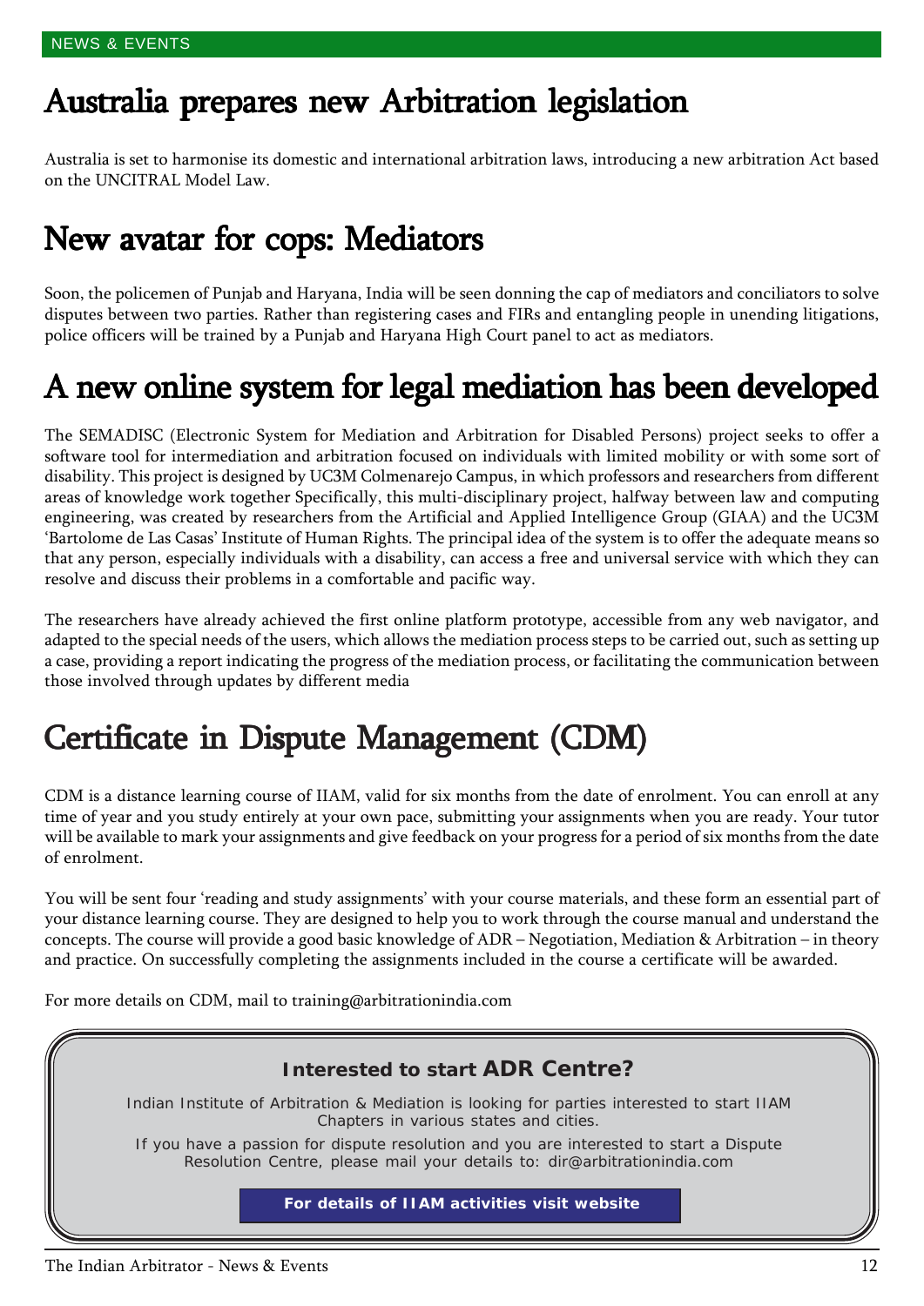NEWS & EVENTS

# Australia prepares new Arbitration legislation

Australia is set to harmonise its domestic and international arbitration laws, introducing a new arbitration Act based on the UNCITRAL Model Law.

# New avatar for cops: Mediators

Soon, the policemen of Punjab and Haryana, India will be seen donning the cap of mediators and conciliators to solve disputes between two parties. Rather than registering cases and FIRs and entangling people in unending litigations, police officers will be trained by a Punjab and Haryana High Court panel to act as mediators.

# A new online system for legal mediation has been developed

The SEMADISC (Electronic System for Mediation and Arbitration for Disabled Persons) project seeks to offer a software tool for intermediation and arbitration focused on individuals with limited mobility or with some sort of disability. This project is designed by UC3M Colmenarejo Campus, in which professors and researchers from different areas of knowledge work together Specifically, this multi-disciplinary project, halfway between law and computing engineering, was created by researchers from the Artificial and Applied Intelligence Group (GIAA) and the UC3M 'Bartolome de Las Casas' Institute of Human Rights. The principal idea of the system is to offer the adequate means so that any person, especially individuals with a disability, can access a free and universal service with which they can resolve and discuss their problems in a comfortable and pacific way.

The researchers have already achieved the first online platform prototype, accessible from any web navigator, and adapted to the special needs of the users, which allows the mediation process steps to be carried out, such as setting up a case, providing a report indicating the progress of the mediation process, or facilitating the communication between those involved through updates by different media

# Certificate in Dispute Management (CDM)

CDM is a distance learning course of IIAM, valid for six months from the date of enrolment. You can enroll at any time of year and you study entirely at your own pace, submitting your assignments when you are ready. Your tutor will be available to mark your assignments and give feedback on your progress for a period of six months from the date of enrolment.

You will be sent four 'reading and study assignments' with your course materials, and these form an essential part of your distance learning course. They are designed to help you to work through the course manual and understand the concepts. The course will provide a good basic knowledge of ADR – Negotiation, Mediation & Arbitration – in theory and practice. On successfully completing the assignments included in the course a certificate will be awarded.

For more details on CDM, mail to training@arbitrationindia.com

**Interested to start ADR Centre?**

Indian Institute of Arbitration & Mediation is looking for parties interested to start IIAM Chapters in various states and cities.

If you have a passion for dispute resolution and you are interested to start a Dispute Resolution Centre, please mail your details to: dir@arbitrationindia.com

**For details of IIAM activities visit website**